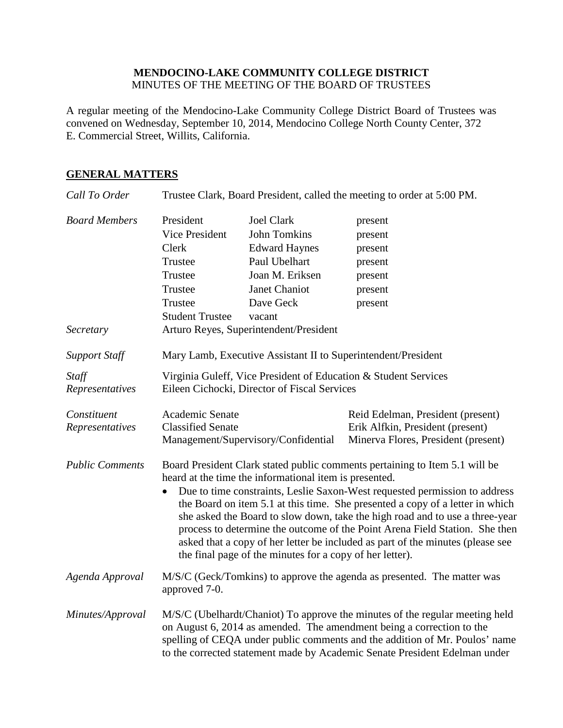**MENDOCINO-LAKE COMMUNITY COLLEGE DISTRICT**
MINUTES OF THE MEETING OF THE BOARD OF TRUSTEES

A regular meeting of the Mendocino-Lake Community College District Board of Trustees was convened on Wednesday, September 10, 2014, Mendocino College North County Center, 372 E. Commercial Street, Willits, California.

## GENERAL MATTERS

*Call To Order* — Trustee Clark, Board President, called the meeting to order at 5:00 PM.

*Board Members*

| | | |
|---|---|---|
| President | Joel Clark | present |
| Vice President | John Tomkins | present |
| Clerk | Edward Haynes | present |
| Trustee | Paul Ubelhart | present |
| Trustee | Joan M. Eriksen | present |
| Trustee | Janet Chaniot | present |
| Trustee | Dave Geck | present |
| Student Trustee | vacant | |

*Secretary* — Arturo Reyes, Superintendent/President

*Support Staff* — Mary Lamb, Executive Assistant II to Superintendent/President

*Staff Representatives* — Virginia Guleff, Vice President of Education & Student Services; Eileen Cichocki, Director of Fiscal Services

*Constituent Representatives*

| | |
|---|---|
| Academic Senate | Reid Edelman, President (present) |
| Classified Senate | Erik Alfkin, President (present) |
| Management/Supervisory/Confidential | Minerva Flores, President (present) |

*Public Comments* — Board President Clark stated public comments pertaining to Item 5.1 will be heard at the time the informational item is presented.

- Due to time constraints, Leslie Saxon-West requested permission to address the Board on item 5.1 at this time. She presented a copy of a letter in which she asked the Board to slow down, take the high road and to use a three-year process to determine the outcome of the Point Arena Field Station. She then asked that a copy of her letter be included as part of the minutes (please see the final page of the minutes for a copy of her letter).

*Agenda Approval* — M/S/C (Geck/Tomkins) to approve the agenda as presented. The matter was approved 7-0.

*Minutes/Approval* — M/S/C (Ubelhardt/Chaniot) To approve the minutes of the regular meeting held on August 6, 2014 as amended. The amendment being a correction to the spelling of CEQA under public comments and the addition of Mr. Poulos' name to the corrected statement made by Academic Senate President Edelman under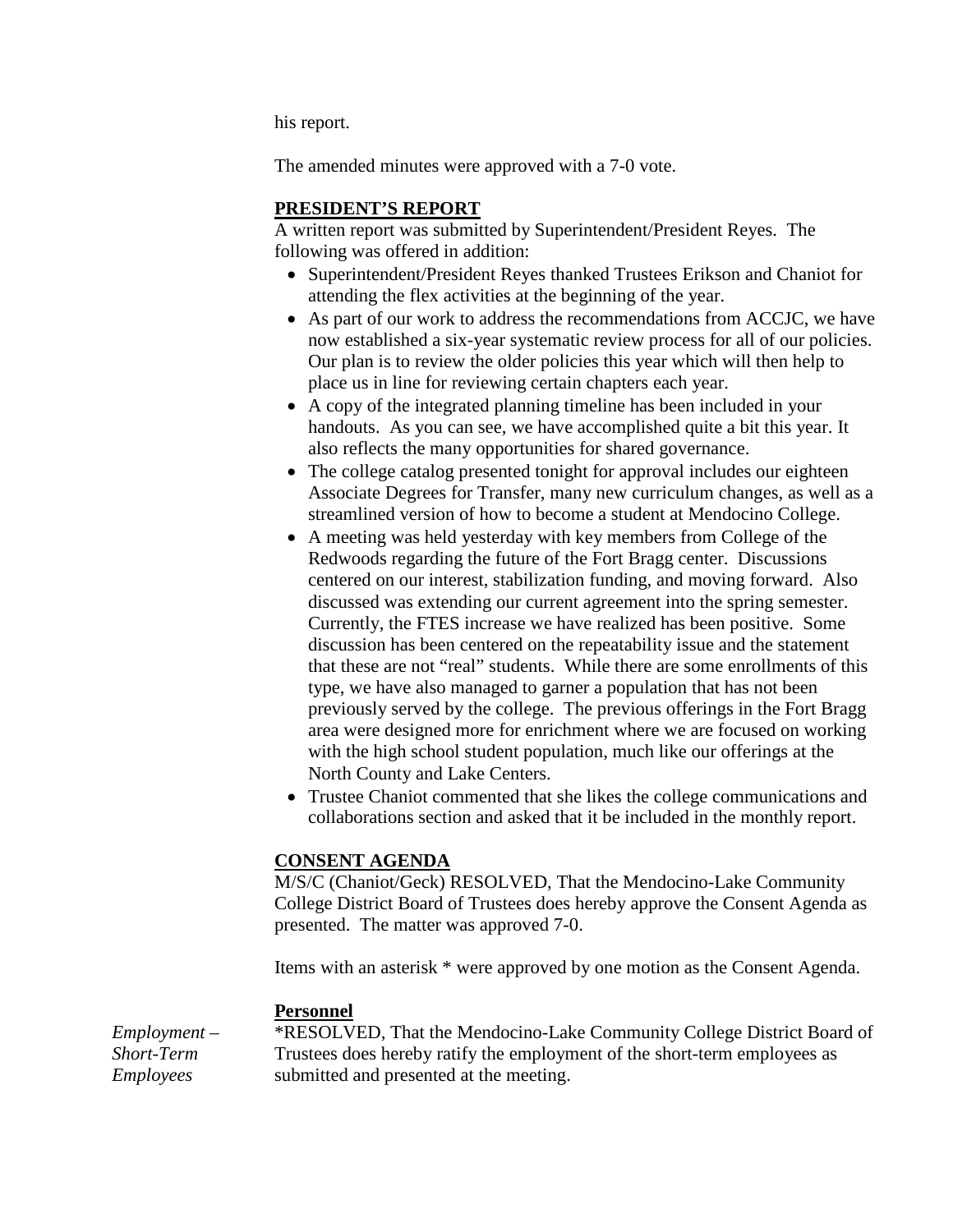his report.

The amended minutes were approved with a 7-0 vote.

**PRESIDENT'S REPORT**

A written report was submitted by Superintendent/President Reyes. The following was offered in addition:

- Superintendent/President Reyes thanked Trustees Erikson and Chaniot for attending the flex activities at the beginning of the year.
- As part of our work to address the recommendations from ACCJC, we have now established a six-year systematic review process for all of our policies. Our plan is to review the older policies this year which will then help to place us in line for reviewing certain chapters each year.
- A copy of the integrated planning timeline has been included in your handouts. As you can see, we have accomplished quite a bit this year. It also reflects the many opportunities for shared governance.
- The college catalog presented tonight for approval includes our eighteen Associate Degrees for Transfer, many new curriculum changes, as well as a streamlined version of how to become a student at Mendocino College.
- A meeting was held yesterday with key members from College of the Redwoods regarding the future of the Fort Bragg center. Discussions centered on our interest, stabilization funding, and moving forward. Also discussed was extending our current agreement into the spring semester. Currently, the FTES increase we have realized has been positive. Some discussion has been centered on the repeatability issue and the statement that these are not "real" students. While there are some enrollments of this type, we have also managed to garner a population that has not been previously served by the college. The previous offerings in the Fort Bragg area were designed more for enrichment where we are focused on working with the high school student population, much like our offerings at the North County and Lake Centers.
- Trustee Chaniot commented that she likes the college communications and collaborations section and asked that it be included in the monthly report.

**CONSENT AGENDA**

M/S/C (Chaniot/Geck) RESOLVED, That the Mendocino-Lake Community College District Board of Trustees does hereby approve the Consent Agenda as presented. The matter was approved 7-0.

Items with an asterisk * were approved by one motion as the Consent Agenda.

**Personnel**

*Employment – Short-Term Employees*

*RESOLVED, That the Mendocino-Lake Community College District Board of Trustees does hereby ratify the employment of the short-term employees as submitted and presented at the meeting.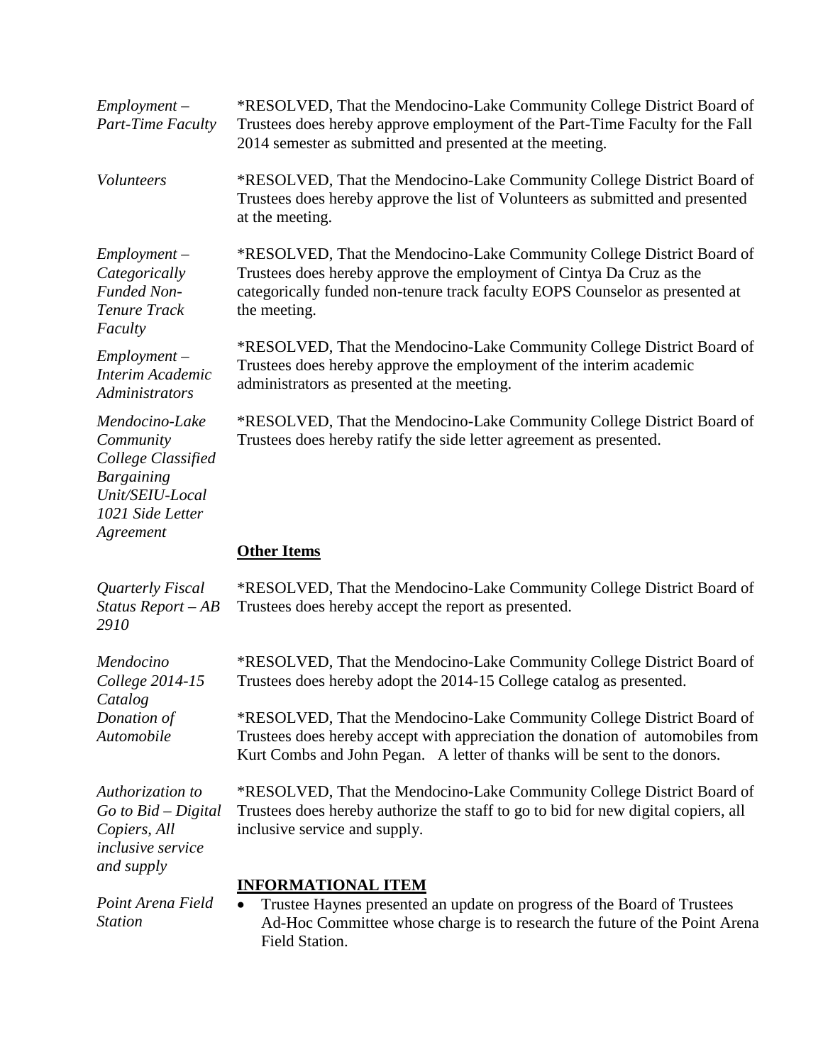*Employment – Part-Time Faculty*

*RESOLVED, That the Mendocino-Lake Community College District Board of Trustees does hereby approve employment of the Part-Time Faculty for the Fall 2014 semester as submitted and presented at the meeting.

*Volunteers*

*RESOLVED, That the Mendocino-Lake Community College District Board of Trustees does hereby approve the list of Volunteers as submitted and presented at the meeting.

*Employment – Categorically Funded Non-Tenure Track Faculty*

*RESOLVED, That the Mendocino-Lake Community College District Board of Trustees does hereby approve the employment of Cintya Da Cruz as the categorically funded non-tenure track faculty EOPS Counselor as presented at the meeting.

*Employment – Interim Academic Administrators*

*RESOLVED, That the Mendocino-Lake Community College District Board of Trustees does hereby approve the employment of the interim academic administrators as presented at the meeting.

*Mendocino-Lake Community College Classified Bargaining Unit/SEIU-Local 1021 Side Letter Agreement*

*RESOLVED, That the Mendocino-Lake Community College District Board of Trustees does hereby ratify the side letter agreement as presented.

**Other Items**

*Quarterly Fiscal Status Report – AB 2910*

*RESOLVED, That the Mendocino-Lake Community College District Board of Trustees does hereby accept the report as presented.

*Mendocino College 2014-15 Catalog*

*RESOLVED, That the Mendocino-Lake Community College District Board of Trustees does hereby adopt the 2014-15 College catalog as presented.

*Donation of Automobile*

*RESOLVED, That the Mendocino-Lake Community College District Board of Trustees does hereby accept with appreciation the donation of automobiles from Kurt Combs and John Pegan. A letter of thanks will be sent to the donors.

*Authorization to Go to Bid – Digital Copiers, All inclusive service and supply*

*RESOLVED, That the Mendocino-Lake Community College District Board of Trustees does hereby authorize the staff to go to bid for new digital copiers, all inclusive service and supply.

**INFORMATIONAL ITEM**

*Point Arena Field Station*

- Trustee Haynes presented an update on progress of the Board of Trustees Ad-Hoc Committee whose charge is to research the future of the Point Arena Field Station.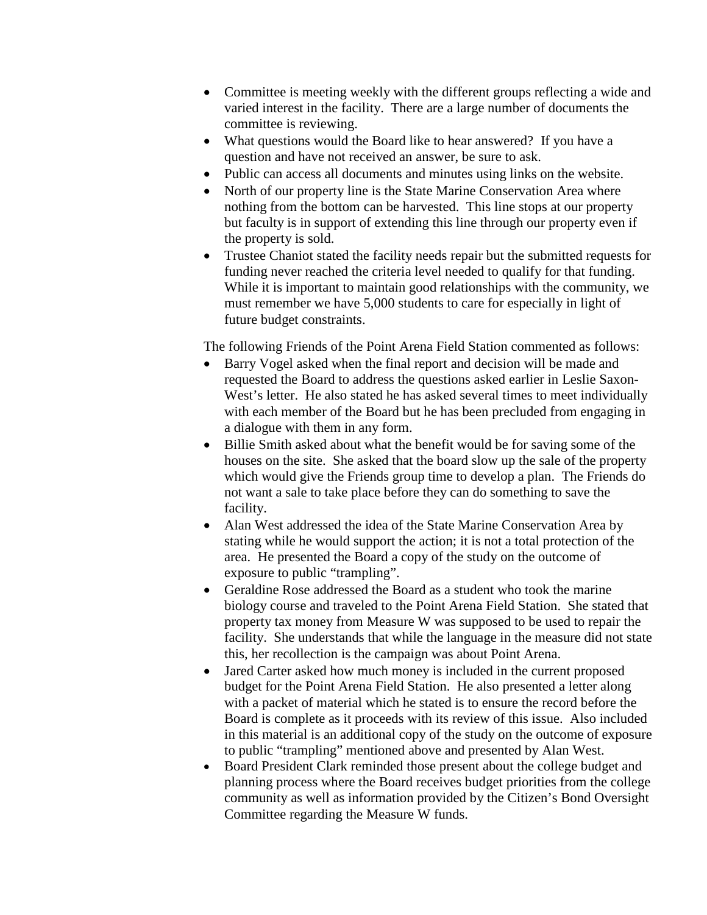- Committee is meeting weekly with the different groups reflecting a wide and varied interest in the facility. There are a large number of documents the committee is reviewing.
- What questions would the Board like to hear answered? If you have a question and have not received an answer, be sure to ask.
- Public can access all documents and minutes using links on the website.
- North of our property line is the State Marine Conservation Area where nothing from the bottom can be harvested. This line stops at our property but faculty is in support of extending this line through our property even if the property is sold.
- Trustee Chaniot stated the facility needs repair but the submitted requests for funding never reached the criteria level needed to qualify for that funding. While it is important to maintain good relationships with the community, we must remember we have 5,000 students to care for especially in light of future budget constraints.

The following Friends of the Point Arena Field Station commented as follows:

- Barry Vogel asked when the final report and decision will be made and requested the Board to address the questions asked earlier in Leslie Saxon-West's letter. He also stated he has asked several times to meet individually with each member of the Board but he has been precluded from engaging in a dialogue with them in any form.
- Billie Smith asked about what the benefit would be for saving some of the houses on the site. She asked that the board slow up the sale of the property which would give the Friends group time to develop a plan. The Friends do not want a sale to take place before they can do something to save the facility.
- Alan West addressed the idea of the State Marine Conservation Area by stating while he would support the action; it is not a total protection of the area. He presented the Board a copy of the study on the outcome of exposure to public "trampling".
- Geraldine Rose addressed the Board as a student who took the marine biology course and traveled to the Point Arena Field Station. She stated that property tax money from Measure W was supposed to be used to repair the facility. She understands that while the language in the measure did not state this, her recollection is the campaign was about Point Arena.
- Jared Carter asked how much money is included in the current proposed budget for the Point Arena Field Station. He also presented a letter along with a packet of material which he stated is to ensure the record before the Board is complete as it proceeds with its review of this issue. Also included in this material is an additional copy of the study on the outcome of exposure to public "trampling" mentioned above and presented by Alan West.
- Board President Clark reminded those present about the college budget and planning process where the Board receives budget priorities from the college community as well as information provided by the Citizen's Bond Oversight Committee regarding the Measure W funds.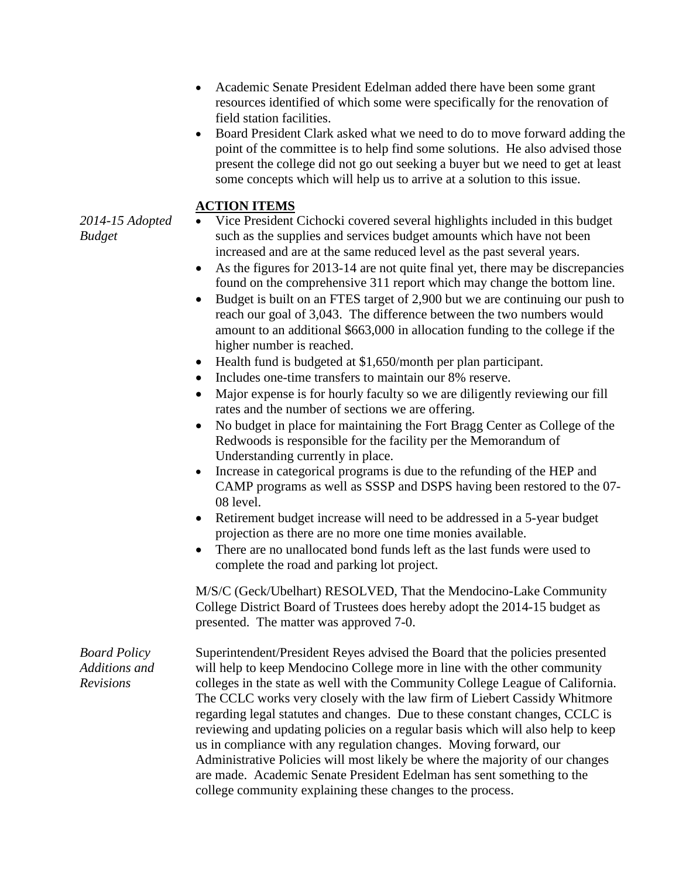- Academic Senate President Edelman added there have been some grant resources identified of which some were specifically for the renovation of field station facilities.
- Board President Clark asked what we need to do to move forward adding the point of the committee is to help find some solutions. He also advised those present the college did not go out seeking a buyer but we need to get at least some concepts which will help us to arrive at a solution to this issue.

## ACTION ITEMS

*2014-15 Adopted Budget*

- Vice President Cichocki covered several highlights included in this budget such as the supplies and services budget amounts which have not been increased and are at the same reduced level as the past several years.
- As the figures for 2013-14 are not quite final yet, there may be discrepancies found on the comprehensive 311 report which may change the bottom line.
- Budget is built on an FTES target of 2,900 but we are continuing our push to reach our goal of 3,043. The difference between the two numbers would amount to an additional $663,000 in allocation funding to the college if the higher number is reached.
- Health fund is budgeted at $1,650/month per plan participant.
- Includes one-time transfers to maintain our 8% reserve.
- Major expense is for hourly faculty so we are diligently reviewing our fill rates and the number of sections we are offering.
- No budget in place for maintaining the Fort Bragg Center as College of the Redwoods is responsible for the facility per the Memorandum of Understanding currently in place.
- Increase in categorical programs is due to the refunding of the HEP and CAMP programs as well as SSSP and DSPS having been restored to the 07-08 level.
- Retirement budget increase will need to be addressed in a 5-year budget projection as there are no more one time monies available.
- There are no unallocated bond funds left as the last funds were used to complete the road and parking lot project.

M/S/C (Geck/Ubelhart) RESOLVED, That the Mendocino-Lake Community College District Board of Trustees does hereby adopt the 2014-15 budget as presented. The matter was approved 7-0.

*Board Policy Additions and Revisions*

Superintendent/President Reyes advised the Board that the policies presented will help to keep Mendocino College more in line with the other community colleges in the state as well with the Community College League of California. The CCLC works very closely with the law firm of Liebert Cassidy Whitmore regarding legal statutes and changes. Due to these constant changes, CCLC is reviewing and updating policies on a regular basis which will also help to keep us in compliance with any regulation changes. Moving forward, our Administrative Policies will most likely be where the majority of our changes are made. Academic Senate President Edelman has sent something to the college community explaining these changes to the process.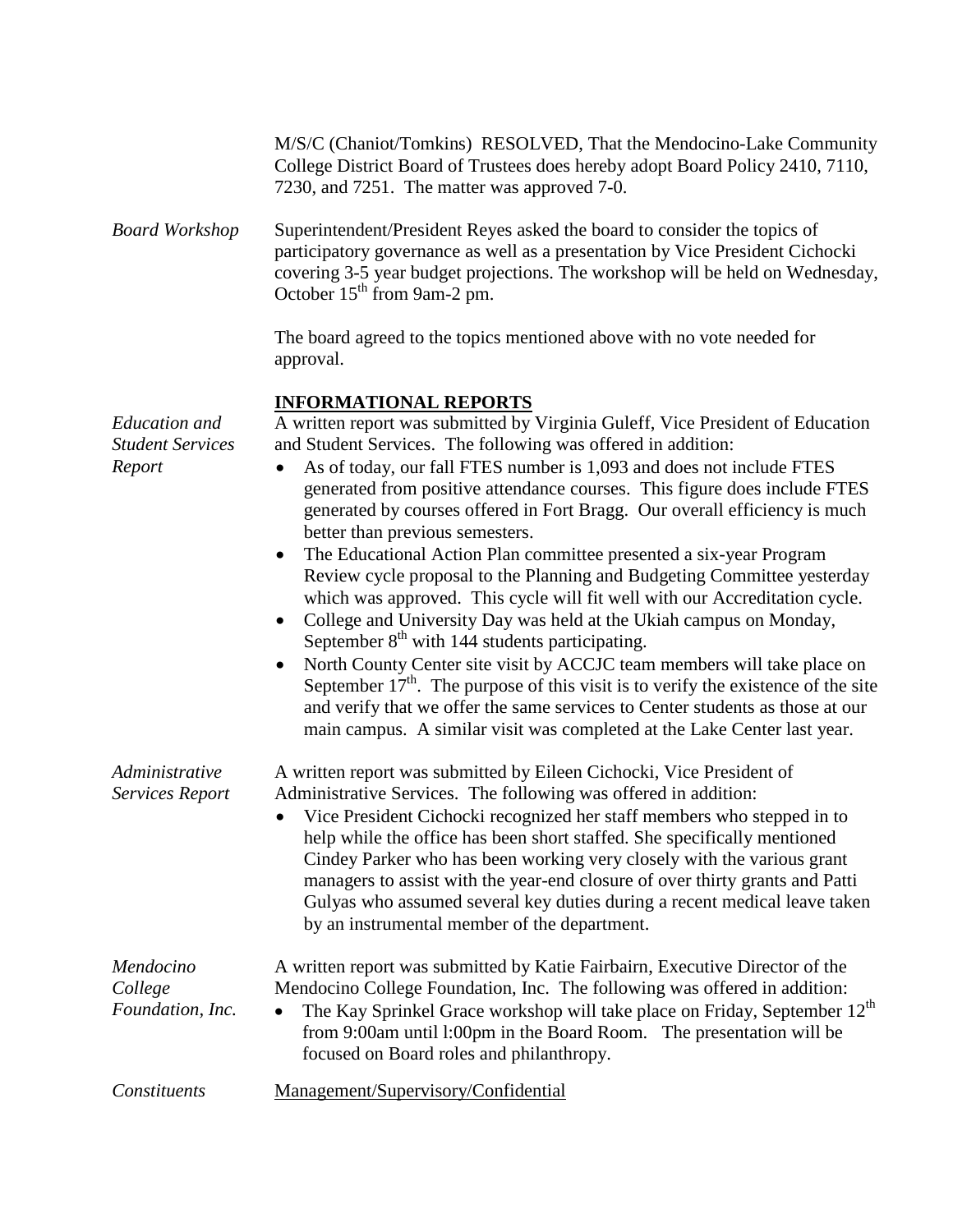M/S/C (Chaniot/Tomkins) RESOLVED, That the Mendocino-Lake Community College District Board of Trustees does hereby adopt Board Policy 2410, 7110, 7230, and 7251. The matter was approved 7-0.

*Board Workshop*

Superintendent/President Reyes asked the board to consider the topics of participatory governance as well as a presentation by Vice President Cichocki covering 3-5 year budget projections. The workshop will be held on Wednesday, October 15th from 9am-2 pm.

The board agreed to the topics mentioned above with no vote needed for approval.

## INFORMATIONAL REPORTS

*Education and Student Services Report*

A written report was submitted by Virginia Guleff, Vice President of Education and Student Services. The following was offered in addition:

- As of today, our fall FTES number is 1,093 and does not include FTES generated from positive attendance courses. This figure does include FTES generated by courses offered in Fort Bragg. Our overall efficiency is much better than previous semesters.
- The Educational Action Plan committee presented a six-year Program Review cycle proposal to the Planning and Budgeting Committee yesterday which was approved. This cycle will fit well with our Accreditation cycle.
- College and University Day was held at the Ukiah campus on Monday, September 8th with 144 students participating.
- North County Center site visit by ACCJC team members will take place on September 17th. The purpose of this visit is to verify the existence of the site and verify that we offer the same services to Center students as those at our main campus. A similar visit was completed at the Lake Center last year.

*Administrative Services Report*

A written report was submitted by Eileen Cichocki, Vice President of Administrative Services. The following was offered in addition:

- Vice President Cichocki recognized her staff members who stepped in to help while the office has been short staffed. She specifically mentioned Cindey Parker who has been working very closely with the various grant managers to assist with the year-end closure of over thirty grants and Patti Gulyas who assumed several key duties during a recent medical leave taken by an instrumental member of the department.

*Mendocino College Foundation, Inc.*

A written report was submitted by Katie Fairbairn, Executive Director of the Mendocino College Foundation, Inc. The following was offered in addition:

- The Kay Sprinkel Grace workshop will take place on Friday, September 12th from 9:00am until l:00pm in the Board Room. The presentation will be focused on Board roles and philanthropy.

*Constituents*

Management/Supervisory/Confidential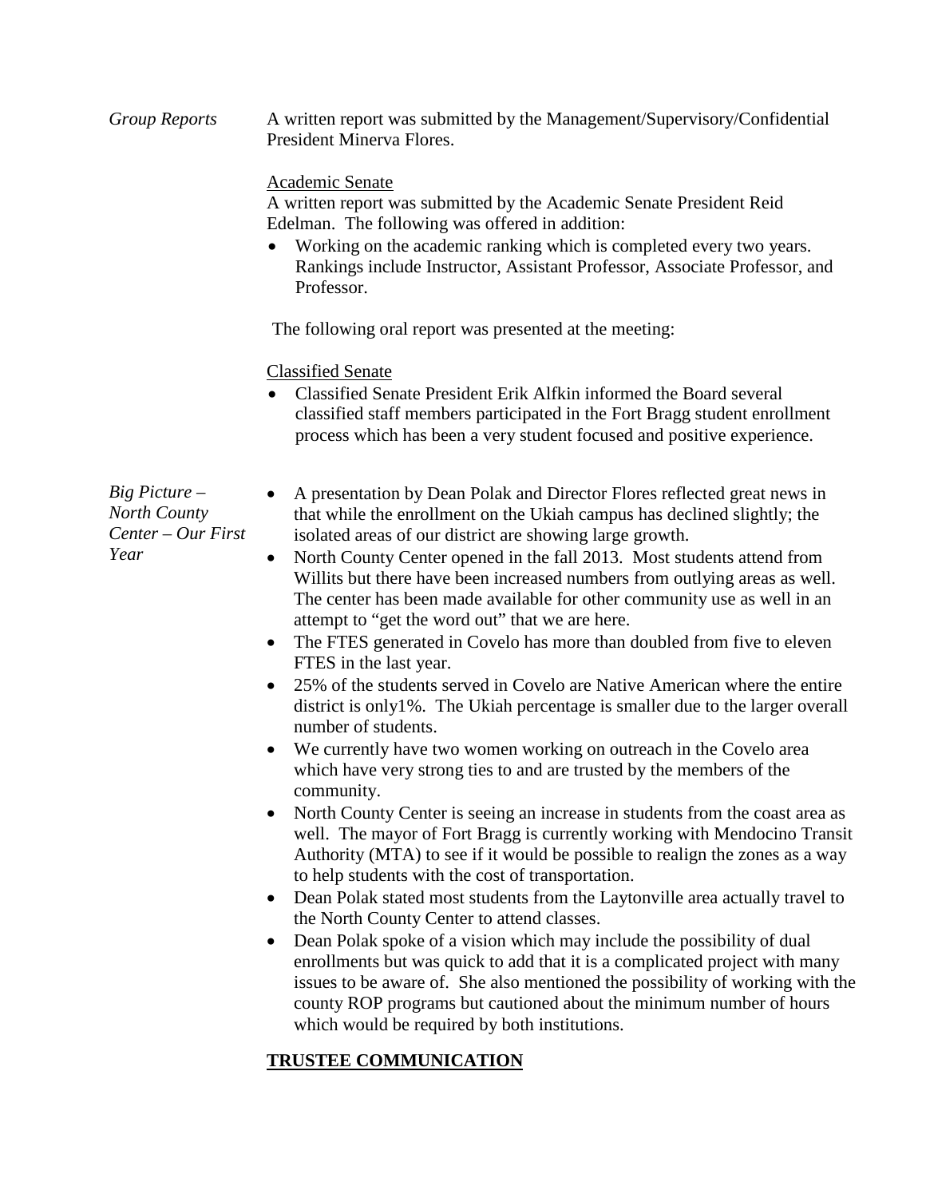*Group Reports*

A written report was submitted by the Management/Supervisory/Confidential President Minerva Flores.

Academic Senate

A written report was submitted by the Academic Senate President Reid Edelman. The following was offered in addition:

- Working on the academic ranking which is completed every two years. Rankings include Instructor, Assistant Professor, Associate Professor, and Professor.

The following oral report was presented at the meeting:

Classified Senate

- Classified Senate President Erik Alfkin informed the Board several classified staff members participated in the Fort Bragg student enrollment process which has been a very student focused and positive experience.

*Big Picture – North County Center – Our First Year*

- A presentation by Dean Polak and Director Flores reflected great news in that while the enrollment on the Ukiah campus has declined slightly; the isolated areas of our district are showing large growth.
- North County Center opened in the fall 2013. Most students attend from Willits but there have been increased numbers from outlying areas as well. The center has been made available for other community use as well in an attempt to "get the word out" that we are here.
- The FTES generated in Covelo has more than doubled from five to eleven FTES in the last year.
- 25% of the students served in Covelo are Native American where the entire district is only1%. The Ukiah percentage is smaller due to the larger overall number of students.
- We currently have two women working on outreach in the Covelo area which have very strong ties to and are trusted by the members of the community.
- North County Center is seeing an increase in students from the coast area as well. The mayor of Fort Bragg is currently working with Mendocino Transit Authority (MTA) to see if it would be possible to realign the zones as a way to help students with the cost of transportation.
- Dean Polak stated most students from the Laytonville area actually travel to the North County Center to attend classes.
- Dean Polak spoke of a vision which may include the possibility of dual enrollments but was quick to add that it is a complicated project with many issues to be aware of. She also mentioned the possibility of working with the county ROP programs but cautioned about the minimum number of hours which would be required by both institutions.

**TRUSTEE COMMUNICATION**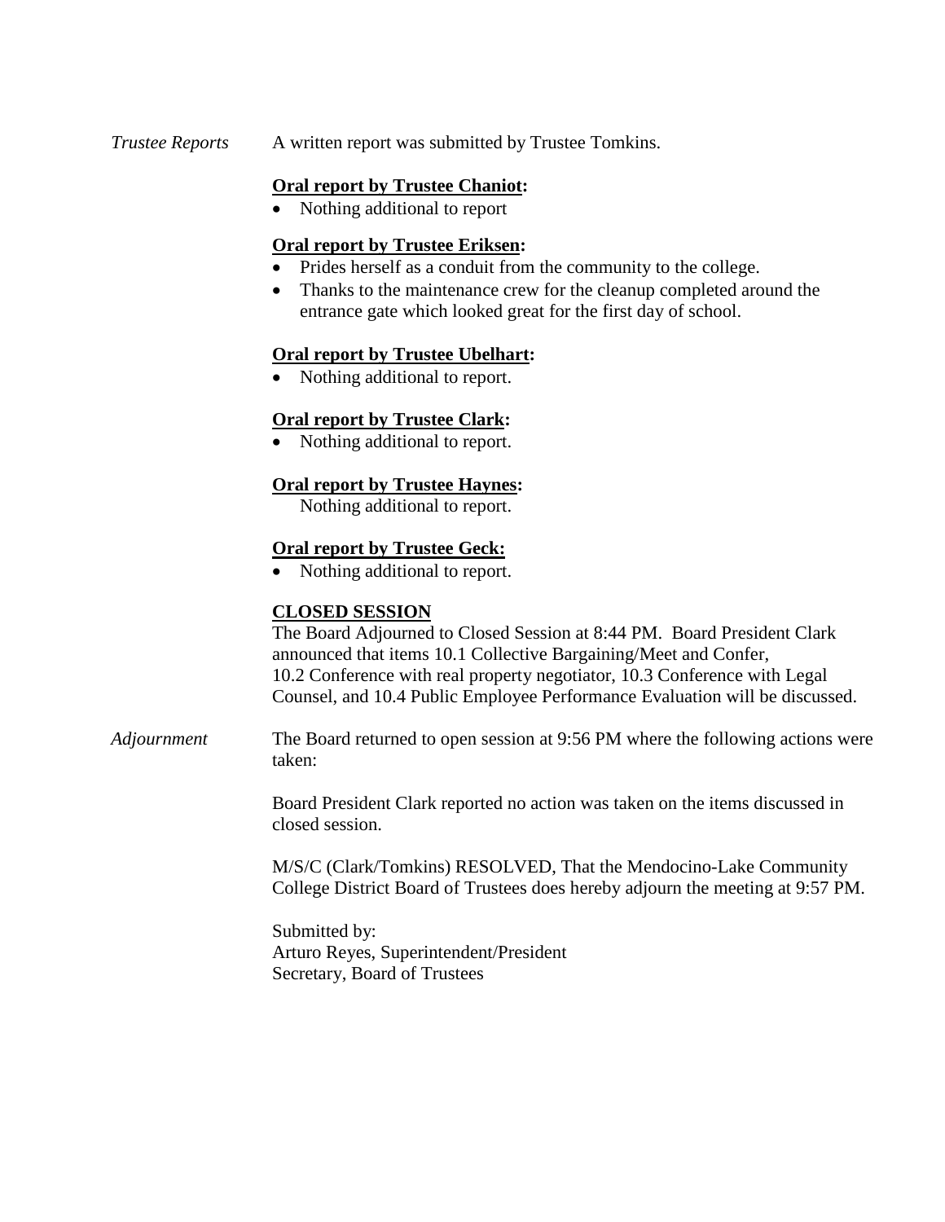*Trustee Reports* A written report was submitted by Trustee Tomkins.

**Oral report by Trustee Chaniot:**

- Nothing additional to report

**Oral report by Trustee Eriksen:**

- Prides herself as a conduit from the community to the college.
- Thanks to the maintenance crew for the cleanup completed around the entrance gate which looked great for the first day of school.

**Oral report by Trustee Ubelhart:**

- Nothing additional to report.

**Oral report by Trustee Clark:**

- Nothing additional to report.

**Oral report by Trustee Haynes:**

Nothing additional to report.

**Oral report by Trustee Geck:**

- Nothing additional to report.

**CLOSED SESSION**

The Board Adjourned to Closed Session at 8:44 PM. Board President Clark announced that items 10.1 Collective Bargaining/Meet and Confer, 10.2 Conference with real property negotiator, 10.3 Conference with Legal Counsel, and 10.4 Public Employee Performance Evaluation will be discussed.

*Adjournment* The Board returned to open session at 9:56 PM where the following actions were taken:

Board President Clark reported no action was taken on the items discussed in closed session.

M/S/C (Clark/Tomkins) RESOLVED, That the Mendocino-Lake Community College District Board of Trustees does hereby adjourn the meeting at 9:57 PM.

Submitted by:
Arturo Reyes, Superintendent/President
Secretary, Board of Trustees